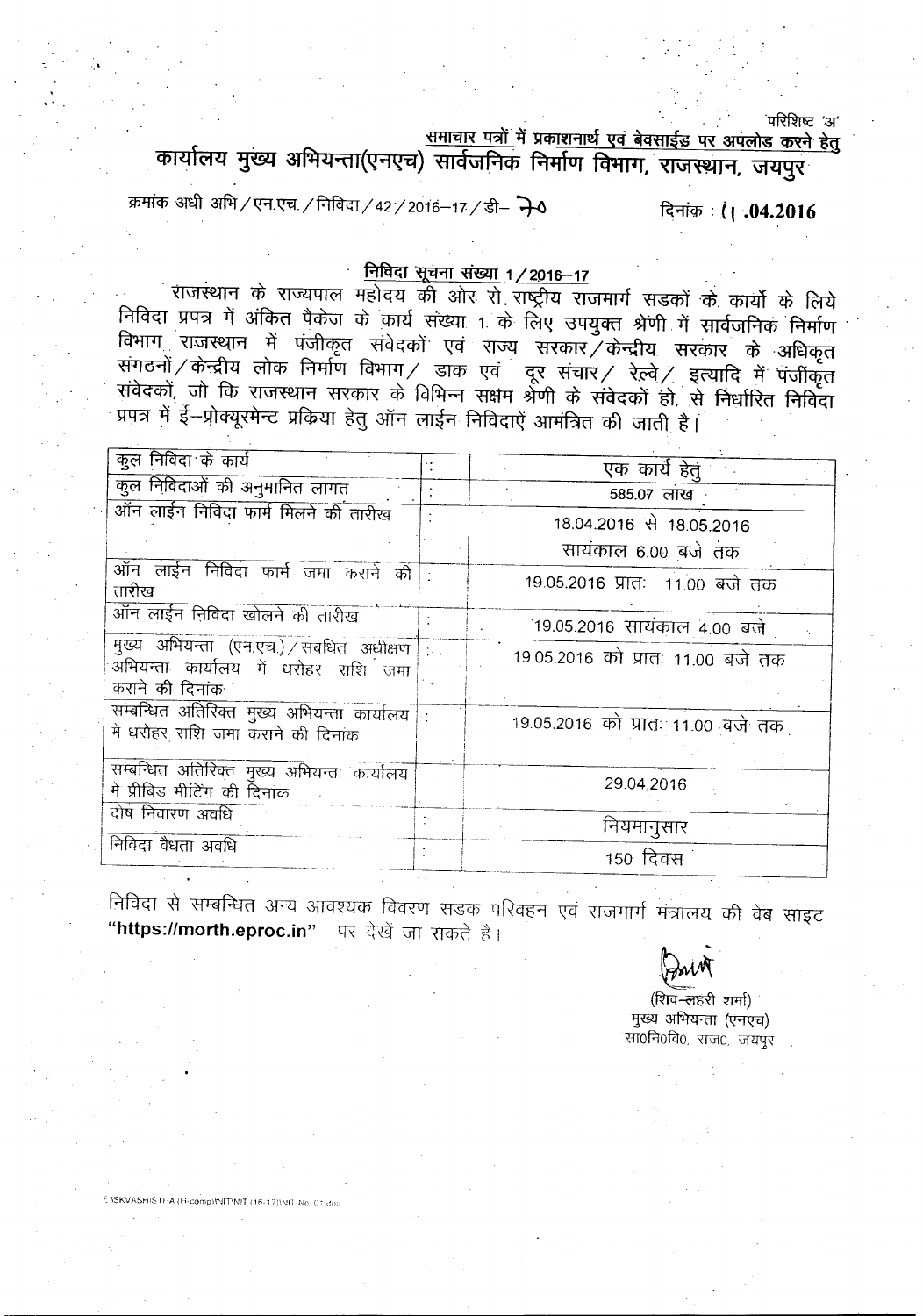परिशिष्ट 'अ'

<u>समाचार पत्रों में प्रकाशनार्थ एवं बेवसाईड पर अपलोड करने हेतु</u>

# कार्यालय मुख्य अभियन्ता(एनएच) सार्वजनिक निर्माण विभाग, राजस्थान, जयपुर

क्रमांक अधी अभि / एन.एच. / निविदा / 42 / 2016–17 / डी– 70 दिनांक : 11.04.2016

## <u>निविदा सूचना संख्या 1 / 2016–17</u>

राजस्थान के राज्यपाल महोदय की ओर से राष्ट्रीय राजमार्ग सडकों के कार्यो के लिये निविदा प्रपत्र में अंकित पैकेज के कार्य संख्या 1 के लिए उपयुक्त श्रेणी में सार्वजनिक निर्माण विभाग राजस्थान में पंजीकृत संवेदकों एवं राज्य सरकार / केन्द्रीय सरकार के अधिकृत संगठनों / केन्द्रीय लोक निर्माण विभाग / डाक एवं दूर संचार / रेल्वे / इत्यादि में पंजीकृत संवेदकों, जो कि राजस्थान सरकार के विभिन्न सक्षम श्रेणी के संवेदकों हो, से निर्धारित निविदा प्रपत्र में ई–प्रोक्यूरमेन्ट प्रकिया हेतु ऑन लाईन निविदाऐं आमंत्रित की जाती है।

| | | |
|---|---|---|
| कुल निविदा के कार्य | : | एक कार्य हेतु |
| कुल निविदाओं की अनुमानित लागत | : | 585.07 लाख |
| ऑन लाईन निविदा फार्म मिलने की तारीख | : | 18.04.2016 से 18.05.2016 सायंकाल 6.00 बजे तक |
| ऑन लाईन निविदा फार्म जमा कराने की तारीख | : | 19.05.2016 प्रातः 11.00 बजे तक |
| ऑन लाईन निविदा खोलने की तारीख | : | 19.05.2016 सायंकाल 4.00 बजे |
| मुख्य अभियन्ता (एन.एच.) / संबधित अधीक्षण अभियन्ता कार्यालय में धरोहर राशि जमा कराने की दिनांक | : | 19.05.2016 को प्रातः 11.00 बजे तक |
| सम्बन्धित अतिरिक्त मुख्य अभियन्ता कार्यालय मे धरोहर राशि जमा कराने की दिनांक | : | 19.05.2016 को प्रातः 11.00 बजे तक |
| सम्बन्धित अतिरिक्त मुख्य अभियन्ता कार्यालय मे प्रीबिड मीटिंग की दिनांक | | 29.04.2016 |
| दोष निवारण अवधि | : | नियमानुसार |
| निविदा वैधता अवधि | : | 150 दिवस |

निविदा से सम्बन्धित अन्य आवश्यक विवरण सडक परिवहन एवं राजमार्ग मंत्रालय की वेब साइट **"https://morth.eproc.in"** पर देखें जा सकते है।

(शिव–लहरी शर्मा)
मुख्य अभियन्ता (एनएच)
सा0नि0वि0, राज0, जयपुर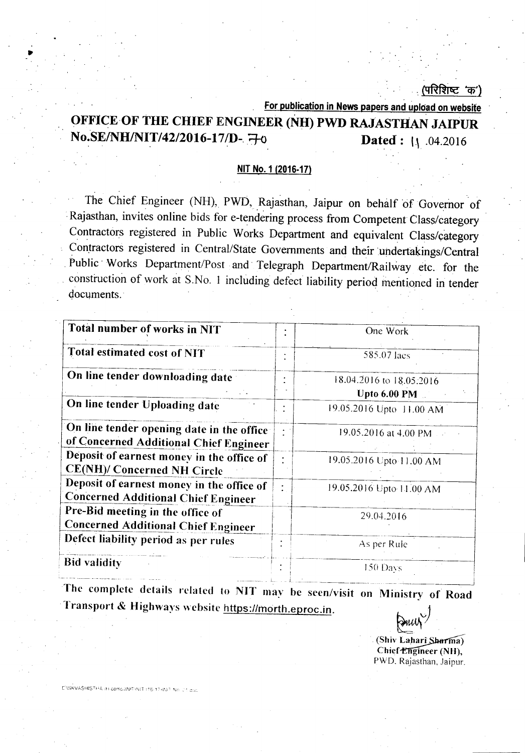(परिशिष्ट 'क')

**For publication in News papers and upload on website**

# OFFICE OF THE CHIEF ENGINEER (NH) PWD RAJASTHAN JAIPUR

**No.SE/NH/NIT/42/2016-17/D- 70** **Dated : 11.04.2016**

**NIT No. 1 (2016-17)**

The Chief Engineer (NH), PWD, Rajasthan, Jaipur on behalf of Governor of Rajasthan, invites online bids for e-tendering process from Competent Class/category Contractors registered in Public Works Department and equivalent Class/category Contractors registered in Central/State Governments and their undertakings/Central Public Works Department/Post and Telegraph Department/Railway etc. for the construction of work at S.No. 1 including defect liability period mentioned in tender documents.

| | | |
|---|---|---|
| **Total number of works in NIT** | : | One Work |
| **Total estimated cost of NIT** | : | 585.07 lacs |
| **On line tender downloading date** | : | 18.04.2016 to 18.05.2016 **Upto 6.00 PM** |
| **On line tender Uploading date** | : | 19.05.2016 Upto 11.00 AM |
| **On line tender opening date in the office of Concerned Additional Chief Engineer** | : | 19.05.2016 at 4.00 PM |
| **Deposit of earnest money in the office of CE(NH)/ Concerned NH Circle** | : | 19.05.2016 Upto 11.00 AM |
| **Deposit of earnest money in the office of Concerned Additional Chief Engineer** | : | 19.05.2016 Upto 11.00 AM |
| **Pre-Bid meeting in the office of Concerned Additional Chief Engineer** | | 29.04.2016 |
| **Defect liability period as per rules** | : | As per Rule |
| **Bid validity** | : | 150 Days |

The complete details related to NIT may be seen/visit on Ministry of Road Transport & Highways website https://morth.eproc.in.

(Shiv Lahari Sharma)
Chief Engineer (NH),
PWD, Rajasthan, Jaipur.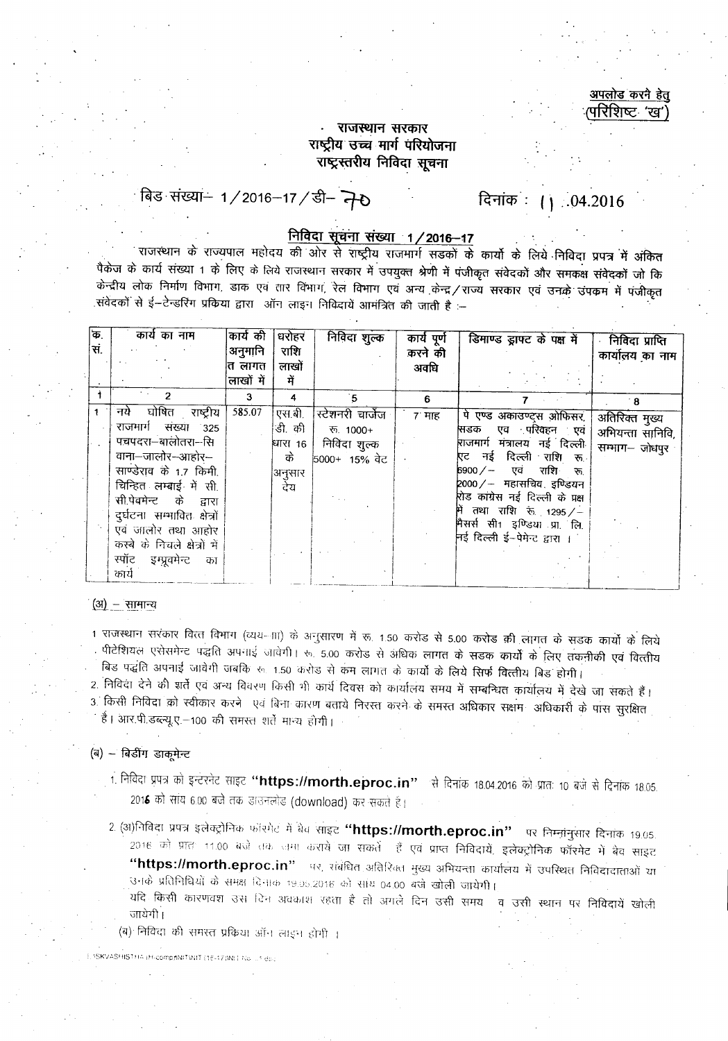अपलोड करने हेतु
(परिशिष्ट 'ख')

# राजस्थान सरकार
## राष्ट्रीय उच्च मार्ग परियोजना
## राष्ट्रस्तरीय निविदा सूचना

बिड संख्या– 1/2016–17/डी– 70 दिनांक : 11.04.2016

### निविदा सूचना संख्या 1/2016–17

राजस्थान के राज्यपाल महोदय की ओर से राष्ट्रीय राजमार्ग सडकों के कार्यो के लिये निविदा प्रपत्र में अंकित पैकेज के कार्य संख्या 1 के लिए के लिये राजस्थान सरकार में उपयुक्त श्रेणी में पंजीकृत संवेदकों और समकक्ष संवेदकों जो कि केन्द्रीय लोक निर्माण विभाग, डाक एव तार विभाग, रेल विभाग एवं अन्य केन्द्र/राज्य सरकार एवं उनके उपक्रम में पंजीकृत संवेदकों से ई–टेन्डरिंग प्रकिया द्वारा ऑन लाइन निविदायें आमंत्रित की जाती है :–

| क्र. सं. | कार्य का नाम | कार्य की अनुमानित लागत लाखों में | धरोहर राशि लाखों में | निविदा शुल्क | कार्य पूर्ण करने की अवधि | डिमाण्ड ड्राफ्ट के पक्ष में | निविदा प्राप्ति कार्यालय का नाम |
|---|---|---|---|---|---|---|---|
| 1 | 2 | 3 | 4 | 5 | 6 | 7 | 8 |
| 1 | नये घोषित राष्ट्रीय राजमार्ग संख्या 325 पचपदरा–बालोतरा–सिवाना–जालोर–आहोर–साण्डेराव के 1.7 किमी. चिन्हित लम्बाई में सी.सी.पेवमेन्ट के द्वारा दुर्घटना सम्भावित क्षेत्रों एवं जालोर तथा आहोर कस्बे के निचले क्षेत्रों में स्पॉट इम्प्रूवमेन्ट का कार्य | 585.07 | एस.बी.डी. की धारा 16 के अनुसार देय | स्टेशनरी चार्जेज रू. 1000+ निविदा शुल्क 5000+ 15% वेट | 7 माह | पे एण्ड अकाउण्ट्स ओफिसर, सडक एव परिवहन एवं राजमार्ग मंत्रालय नई दिल्ली एट नई दिल्ली राशि रू. 6900/– एवं राशि रू. 2000/– महासचिव, इण्डियन रोड कांग्रेस नई दिल्ली के प्रक्ष में तथा राशि रू. 1295/– मैसर्स सी1 इण्डिया प्रा. लि. नई दिल्ली ई–पेमेन्ट द्वारा । | अतिरिक्त मुख्य अभियन्ता सानिवि, सम्भाग– जोधपुर |

(अ) – सामान्य

1. राजस्थान सरकार वित्त विभाग (व्यय–III) के अनुसारण में रू. 1.50 करोड से 5.00 करोड की लागत के सडक कार्यो के लिये पीटेशियल एसेसमेन्ट पद्धति अपनाई जावेगी। रू. 5.00 करोड से अधिक लागत के सडक कार्यो के लिए तकनीकी एवं वित्तीय बिड पद्धति अपनाई जावेगी जबकि रू. 1.50 करोड से कम लागत के कार्यो के लिये सिर्फ वित्तीय बिड होगी।
2. निविदा देने की शर्ते एवं अन्य विवरण किसी भी कार्य दिवस को कार्यालय समय में सम्बन्धित कार्यालय में देखे जा सकते हैं।
3. किसी निविदा को स्वीकार करने एवं बिना कारण बताये निरस्त करने के समस्त अधिकार सक्षम अधिकारी के पास सुरक्षित है। आर.पी.डब्ल्यू.ए.–100 की समस्त शर्ते मान्य होगी।

(ब) – बिडींग डाकूमेन्ट

1. निविदा प्रपत्र को इन्टरनेट साइट **"https://morth.eproc.in"** से दिनांक 18.04.2016 को प्रातः 10 बजे से दिनांक 18.05.2016 को सांय 6.00 बजे तक डाउनलोड (download) कर सकते हैं।
2. (अ)निविदा प्रपत्र इलेक्ट्रोनिक फॉरमेट में बेव साइट **"https://morth.eproc.in"** पर निम्नांनुसार दिनांक 19.05.2016 को प्रातः 11.00 बजे तक जमा कराये जा सकते हैं एवं प्राप्त निविदायें, इलेक्ट्रोनिक फॉरमेट में बेव साइट **"https://morth.eproc.in"** पर, संबंधित अतिरिक्त मुख्य अभियन्ता कार्यालय में उपस्थित निविदादाताओं या उनके प्रतिनिधियों के समक्ष दिनांक 19.05.2016 को सांय 04.00 बजे खोली जायेगी।
   यदि किसी कारणवश उस दिन अवकाश रहता है तो अगले दिन उसी समय व उसी स्थान पर निविदायें खोली जायेगी।
   (ब) निविदा की समस्त प्रकिया ऑन लाइन होगी ।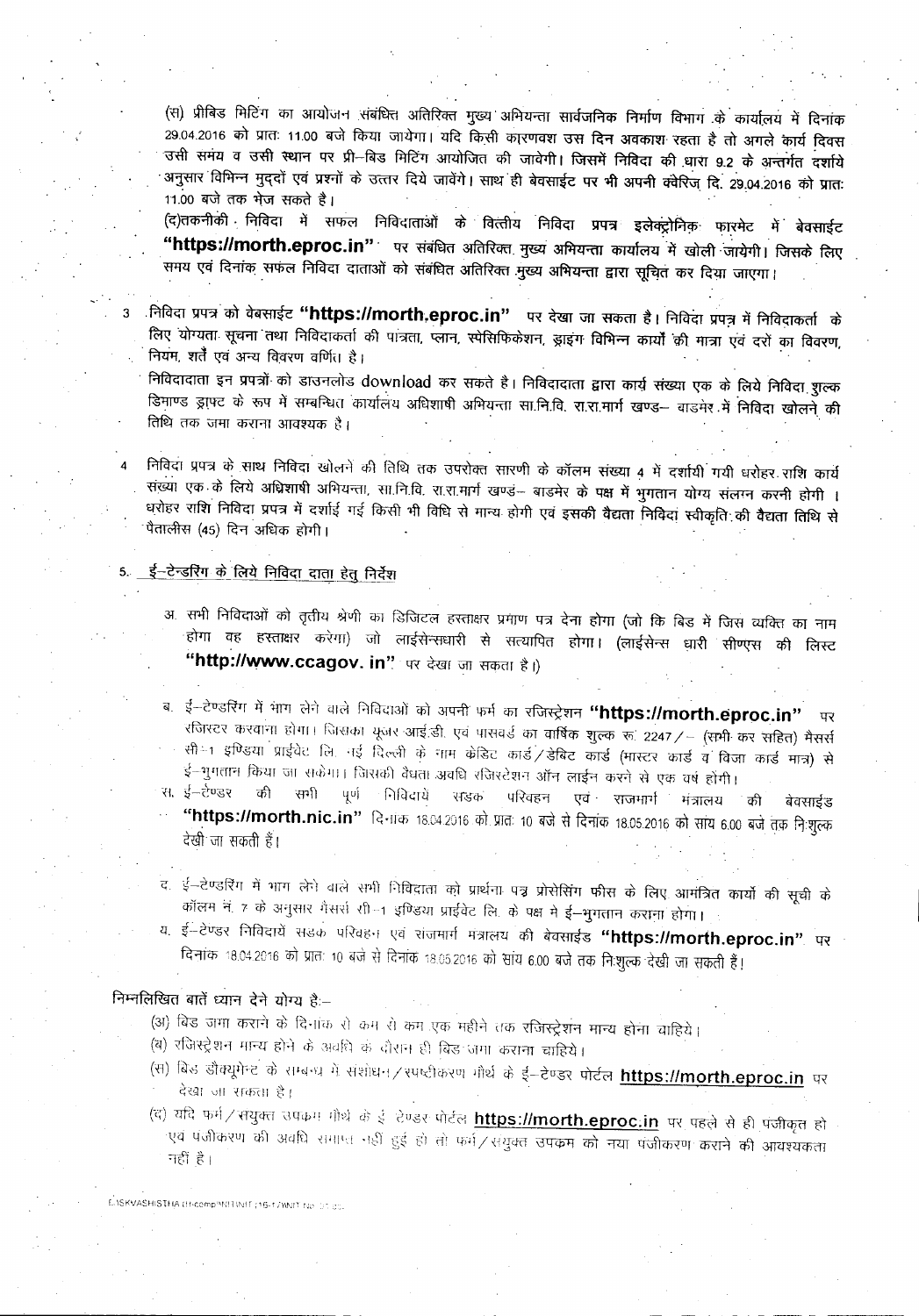(स) प्रीबिड मिटिंग का आयोजन संबंधित अतिरिक्त मुख्य अभियन्ता सार्वजनिक निर्माण विभाग के कार्यालय में दिनांक 29.04.2016 को प्रातः 11.00 बजे किया जायेगा। यदि किसी कारणवश उस दिन अवकाश रहता है तो अगले कार्य दिवस उसी समय व उसी स्थान पर प्री–बिड मिटिंग आयोजित की जावेगी। जिसमें निविदा की धारा 9.2 के अन्तर्गत दर्शाये अनुसार विभिन्न मुद्दों एवं प्रश्नों के उत्तर दिये जावेंगे। साथ ही बेवसाईट पर भी अपनी क्वेरिज दि. 29.04.2016 को प्रातः 11.00 बजे तक भेज सकते है।

(द) तकनीकी निविदा में सफल निविदाताओं के वित्तीय निविदा प्रपत्र इलेक्ट्रोनिक फारमेट में बेवसाईट **"https://morth.eproc.in"** पर संबंधित अतिरिक्त मुख्य अभियन्ता कार्यालय में खोली जायेगी। जिसके लिए समय एवं दिनांक सफल निविदा दाताओं को संबंधित अतिरिक्त मुख्य अभियन्ता द्वारा सूचित कर दिया जाएगा।

3. निविदा प्रपत्र को वेबसाईट **"https://morth.eproc.in"** पर देखा जा सकता है। निविदा प्रपत्र में निविदाकर्ता के लिए योग्यता सूचना तथा निविदाकर्ता की पात्रता, प्लान, स्पेसिफिकेशन, ड्राइंग विभिन्न कार्यों की मात्रा एवं दरों का विवरण, नियम, शर्तें एवं अन्य विवरण वर्णित है।

   निविदादाता इन प्रपत्रों को डाउनलोड download कर सकते है। निविदादाता द्वारा कार्य संख्या एक के लिये निविदा शुल्क डिमाण्ड ड्राफ्ट के रूप में सम्बन्धित कार्यालय अधिशाषी अभियन्ता सा.नि.वि. रा.रा.मार्ग खण्ड– बाडमेर में निविदा खोलने की तिथि तक जमा कराना आवश्यक है।

4. निविदा प्रपत्र के साथ निविदा खोलने की तिथि तक उपरोक्त सारणी के कॉलम संख्या 4 में दर्शायी गयी धरोहर राशि कार्य संख्या एक के लिये अधिशाषी अभियन्ता, सा.नि.वि. रा.रा.मार्ग खण्ड– बाडमेर के पक्ष में भुगतान योग्य संलग्न करनी होगी। धरोहर राशि निविदा प्रपत्र में दर्शाई गई किसी भी विधि से मान्य होगी एवं इसकी वैद्यता निविदा स्वीकृति की वैद्यता तिथि से पैतालीस (45) दिन अधिक होगी।

5. <u>ई–टेन्डरिंग के लिये निविदा दाता हेतु निर्देश</u>

   अ. सभी निविदाओं को तृतीय श्रेणी का डिजिटल हस्ताक्षर प्रमाण पत्र देना होगा (जो कि बिड में जिस व्यक्ति का नाम होगा वह हस्ताक्षर करेगा) जो लाईसेन्सधारी से सत्यापित होगा। (लाईसेन्स धारी सीएएस की लिस्ट **"http://www.ccagov. in"** पर देखा जा सकता है।)

   ब. ई–टेण्डरिंग में भाग लेने वाले निविदाओं को अपनी फर्म का रजिस्ट्रेशन **"https://morth.eproc.in"** पर रजिस्टर करवाना होगा। जिसका यूजर आई.डी. एवं पासवर्ड का वार्षिक शुल्क रू. 2247/– (सभी कर सहित) मैसर्स सी–1 इण्डिया प्राईवेट लि. नई दिल्ली के नाम केडिट कार्ड/डेबिट कार्ड (मास्टर कार्ड व विजा कार्ड मात्र) से ई–भुगतान किया जा सकेगा। जिसकी वैधता अवधि रजिस्टेशन ऑन लाईन करने से एक वर्ष होगी।

   स. ई–टेण्डर की सभी पूर्ण निविदायें सडक परिवहन एवं राजमार्ग मंत्रालय की बेवसाईड **"https://morth.nic.in"** दिनांक 18.04.2016 को प्रातः 10 बजे से दिनांक 18.05.2016 को सांय 6.00 बजे तक निःशुल्क देखी जा सकती हैं।

   द. ई–टेण्डरिंग में भाग लेने वाले सभी निविदाता को प्रार्थना पत्र प्रोसेसिंग फीस के लिए आमंत्रित कार्यो की सूची के कॉलम नं. 7 के अनुसार मैसर्स सी–1 इण्डिया प्राईवेट लि. के पक्ष में ई–भुगतान कराना होगा।

   य. ई–टेण्डर निविदायें सडक परिवहन एवं राजमार्ग मंत्रालय की बेवसाईड **"https://morth.eproc.in"** पर दिनांक 18.04.2016 को प्रातः 10 बजे से दिनांक 18.05.2016 को सांय 6.00 बजे तक निःशुल्क देखी जा सकती हैं।

निम्नलिखित बातें ध्यान देने योग्य है:–

(अ) बिड जमा कराने के दिनांक से कम से कम एक महीने तक रजिस्ट्रेशन मान्य होना चाहिये।

(ब) रजिस्ट्रेशन मान्य होने के अवधि के दौरान ही बिड जमा कराना चाहिये।

(स) बिड डौक्यूमेन्ट के सम्बन्ध में संशोधन/स्पष्टीकरण मौर्थ के ई–टेण्डर पोर्टल **https://morth.eproc.in** पर देखा जा सकता है।

(द) यदि फर्म/संयुक्त उपक्रम मौर्थ के ई–टेण्डर पोर्टल **https://morth.eproc.in** पर पहले से ही पंजीकृत हो एवं पंजीकरण की अवधि समाप्त नहीं हुई हो तो फर्म/संयुक्त उपक्रम को नया पंजीकरण कराने की आवश्यकता नहीं है।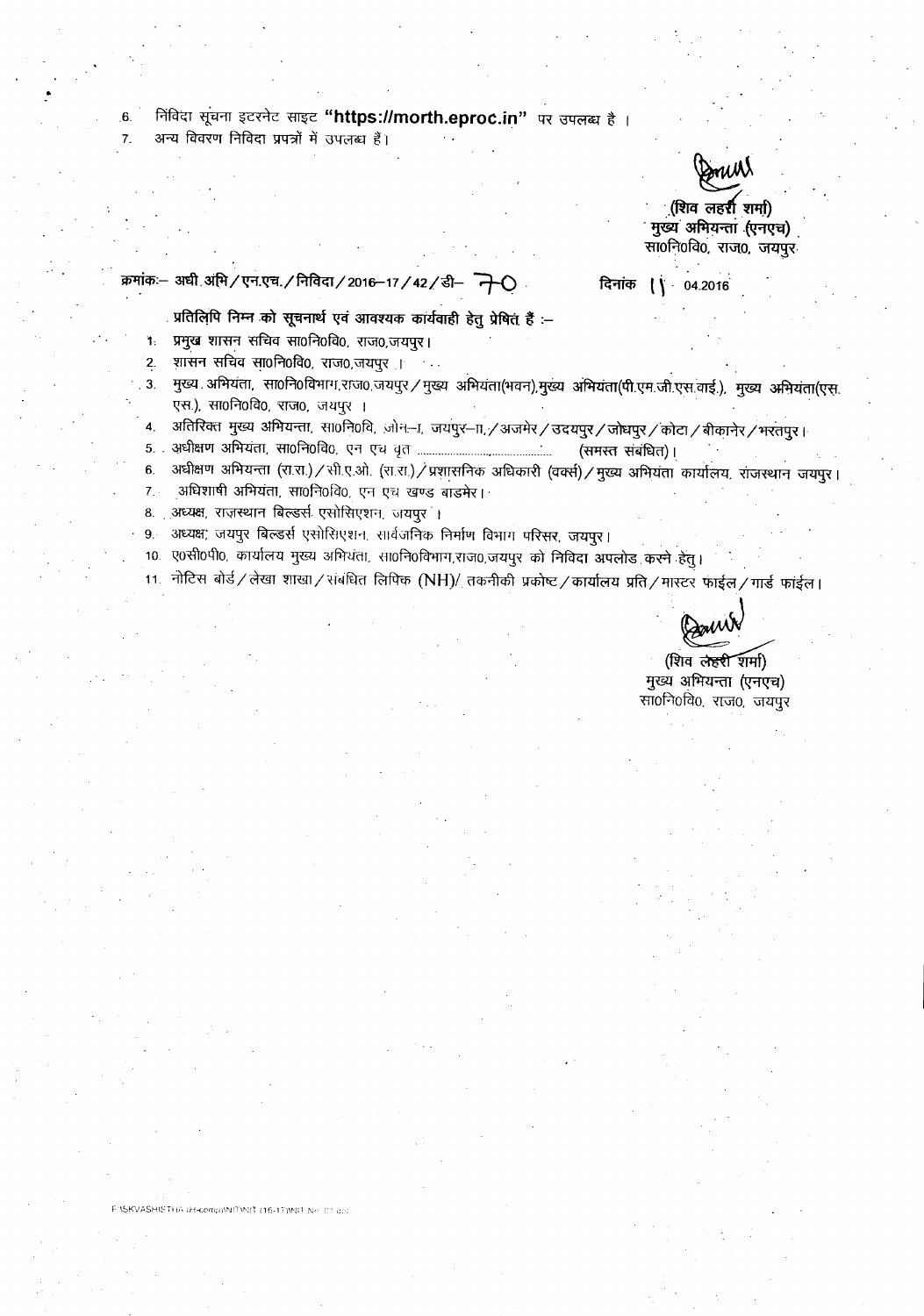6. निविदा सूचना इटरनेट साइट **"https://morth.eproc.in"** पर उपलब्ध है ।
7. अन्य विवरण निविदा प्रपत्रों में उपलब्ध हैं।

(शिव लहरी शर्मा)
मुख्य अभियन्ता (एनएच)
सा0नि0वि0, राज0, जयपुर

क्रमांकः– अधी.अभि/एन.एच./निविदा/2016–17/42/डी– 70 दिनांक 11.04.2016

प्रतिलिपि निम्न को सूचनार्थ एवं आवश्यक कार्यवाही हेतु प्रेषित हैं :–

1. प्रमुख शासन सचिव सा0नि0वि0, राज0,जयपुर।
2. शासन सचिव सा0नि0वि0, राज0,जयपुर ।
3. मुख्य अभियंता, सा0नि0विभाग,राज0,जयपुर/मुख्य अभियंता(भवन),मुख्य अभियंता(पी.एम.जी.एस.वाई.), मुख्य अभियंता(एस.एस.), सा0नि0वि0, राज0, जयपुर ।
4. अतिरिक्त मुख्य अभियन्ता, सा0नि0वि, जोन–I, जयपुर–II,/अजमेर/उदयपुर/जोधपुर/कोटा/बीकानेर/भरतपुर।
5. अधीक्षण अभियंता, सा0नि0वि0, एन एच वृत .................................. (समस्त संबंधित)।
6. अधीक्षण अभियन्ता (रा.रा.)/सी.ए.ओ. (रा.रा.)/प्रशासनिक अधिकारी (वर्क्स)/मुख्य अभियंता कार्यालय, राजस्थान जयपुर।
7. अधिशाषी अभियंता, सा0नि0वि0, एन एच खण्ड बाडमेर।
8. अध्यक्ष, राजस्थान बिल्डर्स एसोसिएशन, जयपुर ।
9. अध्यक्ष, जयपुर बिल्डर्स एसोसिएशन, सार्वजनिक निर्माण विभाग परिसर, जयपुर।
10. ए0सी0पी0, कार्यालय मुख्य अभियंता, सा0नि0विभाग,राज0,जयपुर को निविदा अपलोड करने हेतु।
11. नोटिस बोर्ड/लेखा शाखा/संबंधित लिपिक (NH)/ तकनीकी प्रकोष्ट/कार्यालय प्रति/मास्टर फाईल/गार्ड फाईल।

(शिव लहरी शर्मा)
मुख्य अभियन्ता (एनएच)
सा0नि0वि0, राज0, जयपुर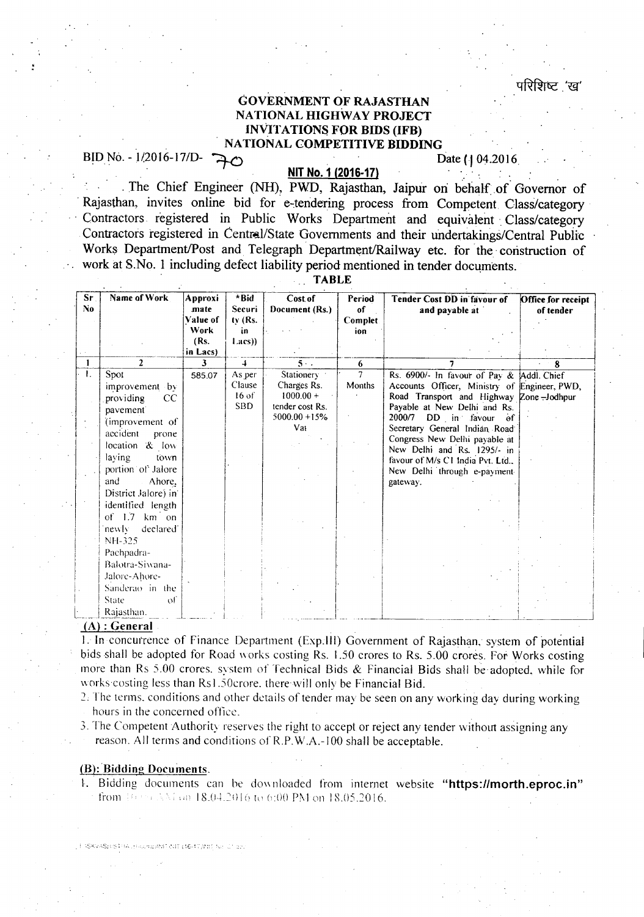परिशिष्ट 'ख'

# GOVERNMENT OF RAJASTHAN
## NATIONAL HIGHWAY PROJECT
## INVITATIONS FOR BIDS (IFB)
## NATIONAL COMPETITIVE BIDDING

BID No. - 1/2016-17/D- 70 Date (1 04.2016

**NIT No. 1 (2016-17)**

The Chief Engineer (NH), PWD, Rajasthan, Jaipur on behalf of Governor of Rajasthan, invites online bid for e-tendering process from Competent Class/category Contractors registered in Public Works Department and equivalent Class/category Contractors registered in Central/State Governments and their undertakings/Central Public Works Department/Post and Telegraph Department/Railway etc. for the construction of work at S.No. 1 including defect liability period mentioned in tender documents.

**TABLE**

| Sr No | Name of Work | Approximate Value of Work (Rs. in Lacs) | *Bid Security (Rs. in Lacs)) | Cost of Document (Rs.) | Period of Completion | Tender Cost DD in favour of and payable at | Office for receipt of tender |
|---|---|---|---|---|---|---|---|
| 1 | 2 | 3 | 4 | 5 | 6 | 7 | 8 |
| 1. | Spot improvement by providing CC pavement (improvement of accident prone location & low laying town portion of Jalore and Ahore, District Jalore) in identified length of 1.7 km on newly declared NH-325 Pachpadra-Balotra-Siwana-Jalore-Ahore-Sanderao in the State of Rajasthan. | 585.07 | As per Clause 16 of SBD | Stationery Charges Rs. 1000.00 + tender cost Rs. 5000.00 +15% Vat | 7 Months | Rs. 6900/- In favour of Pay & Accounts Officer, Ministry of Road Transport and Highway Payable at New Delhi and Rs. 2000/7 DD in favour of Secretary General Indian Road Congress New Delhi payable at New Delhi and Rs. 1295/- in favour of M/s CI India Pvt. Ltd., New Delhi through e-payment gateway. | Addl. Chief Engineer, PWD, Zone -Jodhpur |

**(A) : General**

1. In concurrence of Finance Department (Exp.III) Government of Rajasthan, system of potential bids shall be adopted for Road works costing Rs. 1.50 crores to Rs. 5.00 crores. For Works costing more than Rs 5.00 crores. system of Technical Bids & Financial Bids shall be adopted. while for works costing less than Rs1.50crore. there will only be Financial Bid.
2. The terms. conditions and other details of tender may be seen on any working day during working hours in the concerned office.
3. The Competent Authority reserves the right to accept or reject any tender without assigning any reason. All terms and conditions of R.P.W.A.-100 shall be acceptable.

**(B): Bidding Documents.**

1. Bidding documents can be downloaded from internet website **"https://morth.eproc.in"** from 10:00 AM on 18.04.2016 to 6:00 PM on 18.05.2016.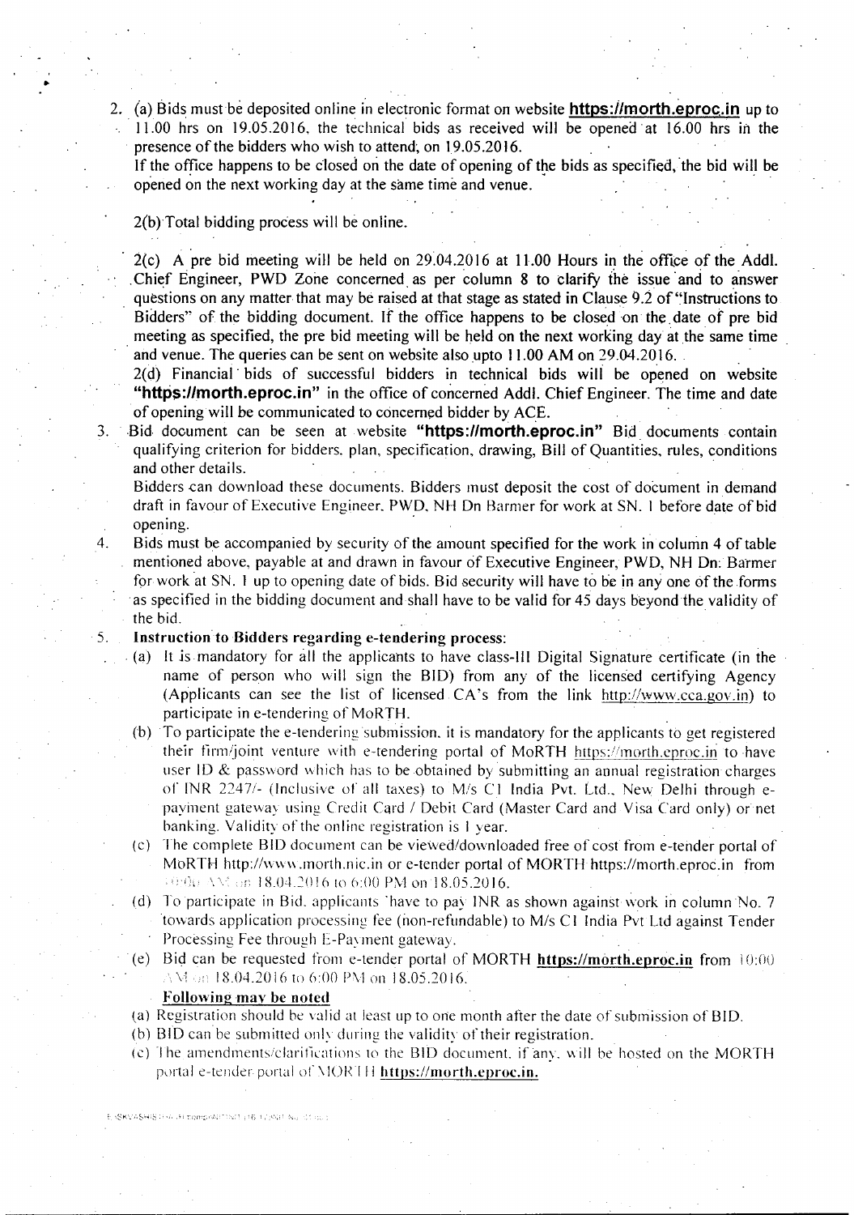2. (a) Bids must be deposited online in electronic format on website **https://morth.eproc.in** up to 11.00 hrs on 19.05.2016, the technical bids as received will be opened at 16.00 hrs in the presence of the bidders who wish to attend, on 19.05.2016.

   If the office happens to be closed on the date of opening of the bids as specified, the bid will be opened on the next working day at the same time and venue.

   2(b) Total bidding process will be online.

   2(c) A pre bid meeting will be held on 29.04.2016 at 11.00 Hours in the office of the Addl. Chief Engineer, PWD Zone concerned as per column 8 to clarify the issue and to answer questions on any matter that may be raised at that stage as stated in Clause 9.2 of "Instructions to Bidders" of the bidding document. If the office happens to be closed on the date of pre bid meeting as specified, the pre bid meeting will be held on the next working day at the same time and venue. The queries can be sent on website also upto 11.00 AM on 29.04.2016.

   2(d) Financial bids of successful bidders in technical bids will be opened on website **"https://morth.eproc.in"** in the office of concerned Addl. Chief Engineer. The time and date of opening will be communicated to concerned bidder by ACE.

3. Bid document can be seen at website **"https://morth.eproc.in"** Bid documents contain qualifying criterion for bidders, plan, specification, drawing, Bill of Quantities, rules, conditions and other details.

   Bidders can download these documents. Bidders must deposit the cost of document in demand draft in favour of Executive Engineer, PWD, NH Dn Barmer for work at SN. 1 before date of bid opening.

4. Bids must be accompanied by security of the amount specified for the work in column 4 of table mentioned above, payable at and drawn in favour of Executive Engineer, PWD, NH Dn. Barmer for work at SN. 1 up to opening date of bids. Bid security will have to be in any one of the forms as specified in the bidding document and shall have to be valid for 45 days beyond the validity of the bid.

5. **Instruction to Bidders regarding e-tendering process:**

   (a) It is mandatory for all the applicants to have class-III Digital Signature certificate (in the name of person who will sign the BID) from any of the licensed certifying Agency (Applicants can see the list of licensed CA's from the link http://www.cca.gov.in) to participate in e-tendering of MoRTH.

   (b) To participate the e-tendering submission, it is mandatory for the applicants to get registered their firm/joint venture with e-tendering portal of MoRTH https://morth.eproc.in to have user ID & password which has to be obtained by submitting an annual registration charges of INR 2247/- (Inclusive of all taxes) to M/s C1 India Pvt. Ltd., New Delhi through e-payment gateway using Credit Card / Debit Card (Master Card and Visa Card only) or net banking. Validity of the online registration is 1 year.

   (c) The complete BID document can be viewed/downloaded free of cost from e-tender portal of MoRTH http://www.morth.nic.in or e-tender portal of MORTH https://morth.eproc.in from 10:00 AM on 18.04.2016 to 6:00 PM on 18.05.2016.

   (d) To participate in Bid, applicants have to pay INR as shown against work in column No. 7 towards application processing fee (non-refundable) to M/s C1 India Pvt Ltd against Tender Processing Fee through E-Payment gateway.

   (e) Bid can be requested from e-tender portal of MORTH **https://morth.eproc.in** from 10:00 AM on 18.04.2016 to 6:00 PM on 18.05.2016.

   **Following may be noted**

   (a) Registration should be valid at least up to one month after the date of submission of BID.

   (b) BID can be submitted only during the validity of their registration.

   (c) The amendments/clarifications to the BID document, if any, will be hosted on the MORTH portal e-tender portal of MORTH **https://morth.eproc.in.**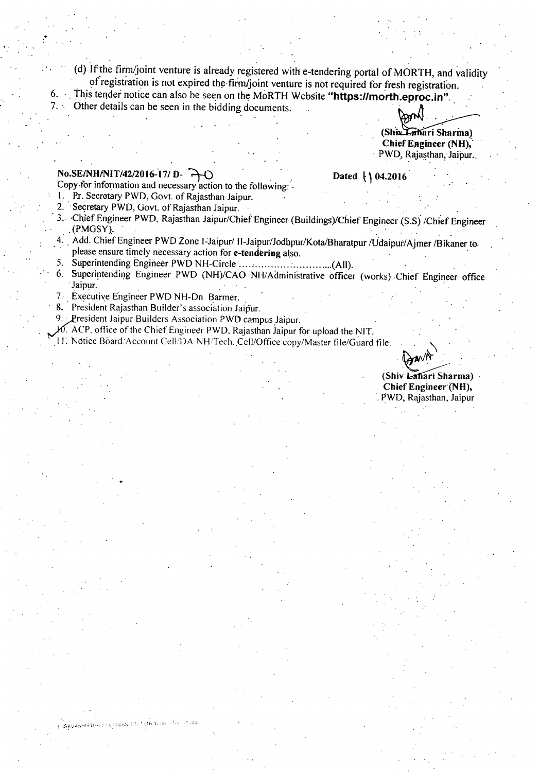(d) If the firm/joint venture is already registered with e-tendering portal of MORTH, and validity of registration is not expired the firm/joint venture is not required for fresh registration.

6. This tender notice can also be seen on the MoRTH Website **"https://morth.eproc.in"**.
7. Other details can be seen in the bidding documents.

**(Shiv Lahari Sharma)**
**Chief Engineer (NH),**
PWD, Rajasthan, Jaipur.

**No.SE/NH/NIT/42/2016-17/ D- 70** **Dated 11 04.2016**

Copy for information and necessary action to the following: -

1. Pr. Secretary PWD, Govt. of Rajasthan Jaipur.
2. Secretary PWD, Govt. of Rajasthan Jaipur.
3. Chief Engineer PWD, Rajasthan Jaipur/Chief Engineer (Buildings)/Chief Engineer (S.S) /Chief Engineer (PMGSY).
4. Add. Chief Engineer PWD Zone I-Jaipur/ II-Jaipur/Jodhpur/Kota/Bharatpur /Udaipur/Ajmer /Bikaner to please ensure timely necessary action for **e-tendering** also.
5. Superintending Engineer PWD NH-Circle ...............................(All).
6. Superintending Engineer PWD (NH)/CAO NH/Administrative officer (works) Chief Engineer office Jaipur.
7. Executive Engineer PWD NH-Dn Barmer.
8. President Rajasthan Builder's association Jaipur.
9. President Jaipur Builders Association PWD campus Jaipur.
10. ACP. office of the Chief Engineer PWD, Rajasthan Jaipur for upload the NIT.
11. Notice Board/Account Cell/DA NH/Tech. Cell/Office copy/Master file/Guard file.

**(Shiv Lahari Sharma)**
**Chief Engineer (NH),**
PWD, Rajasthan, Jaipur